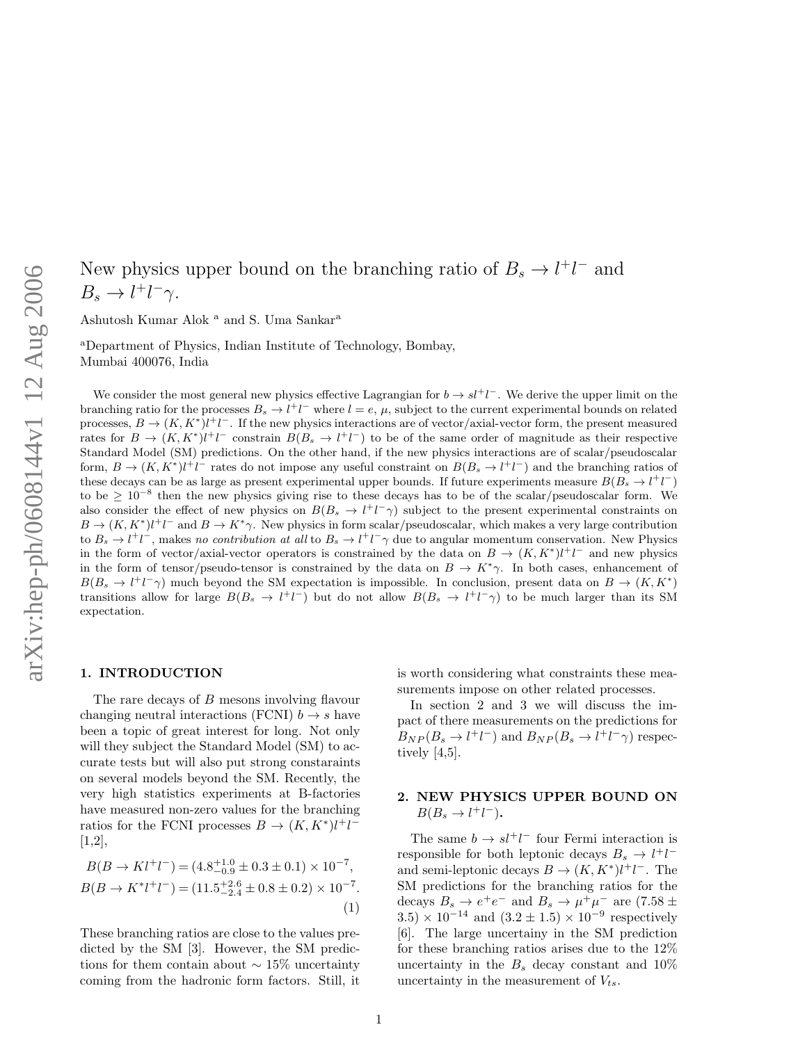# New physics upper bound on the branching ratio of $B_s \to l^+l^-$ and $B_s \to l^+l^-\gamma$.

Ashutosh Kumar Alok [a] and S. Uma Sankar[a]

[a]Department of Physics, Indian Institute of Technology, Bombay, Mumbai 400076, India

We consider the most general new physics effective Lagrangian for $b \to sl^+l^-$. We derive the upper limit on the branching ratio for the processes $B_s \to l^+l^-$ where $l = e$, $\mu$, subject to the current experimental bounds on related processes, $B \to (K, K^*)l^+l^-$. If the new physics interactions are of vector/axial-vector form, the present measured rates for $B \to (K, K^*)l^+l^-$ constrain $B(B_s \to l^+l^-)$ to be of the same order of magnitude as their respective Standard Model (SM) predictions. On the other hand, if the new physics interactions are of scalar/pseudoscalar form, $B \to (K, K^*)l^+l^-$ rates do not impose any useful constraint on $B(B_s \to l^+l^-)$ and the branching ratios of these decays can be as large as present experimental upper bounds. If future experiments measure $B(B_s \to l^+l^-)$ to be $\geq 10^{-8}$ then the new physics giving rise to these decays has to be of the scalar/pseudoscalar form. We also consider the effect of new physics on $B(B_s \to l^+l^-\gamma)$ subject to the present experimental constraints on $B \to (K, K^*)l^+l^-$ and $B \to K^*\gamma$. New physics in form scalar/pseudoscalar, which makes a very large contribution to $B_s \to l^+l^-$, makes *no contribution at all* to $B_s \to l^+l^-\gamma$ due to angular momentum conservation. New Physics in the form of vector/axial-vector operators is constrained by the data on $B \to (K, K^*)l^+l^-$ and new physics in the form of tensor/pseudo-tensor is constrained by the data on $B \to K^*\gamma$. In both cases, enhancement of $B(B_s \to l^+l^-\gamma)$ much beyond the SM expectation is impossible. In conclusion, present data on $B \to (K, K^*)$ transitions allow for large $B(B_s \to l^+l^-)$ but do not allow $B(B_s \to l^+l^-\gamma)$ to be much larger than its SM expectation.

## 1. INTRODUCTION

The rare decays of $B$ mesons involving flavour changing neutral interactions (FCNI) $b \to s$ have been a topic of great interest for long. Not only will they subject the Standard Model (SM) to accurate tests but will also put strong constraints on several models beyond the SM. Recently, the very high statistics experiments at B-factories have measured non-zero values for the branching ratios for the FCNI processes $B \to (K, K^*)l^+l^-$ [1,2],

$$B(B \to Kl^+l^-) = (4.8^{+1.0}_{-0.9} \pm 0.3 \pm 0.1) \times 10^{-7},$$
$$B(B \to K^*l^+l^-) = (11.5^{+2.6}_{-2.4} \pm 0.8 \pm 0.2) \times 10^{-7}. \tag{1}$$

These branching ratios are close to the values predicted by the SM [3]. However, the SM predictions for them contain about $\sim 15\%$ uncertainty coming from the hadronic form factors. Still, it is worth considering what constraints these measurements impose on other related processes.

In section 2 and 3 we will discuss the impact of there measurements on the predictions for $B_{NP}(B_s \to l^+l^-)$ and $B_{NP}(B_s \to l^+l^-\gamma)$ respectively [4,5].

## 2. NEW PHYSICS UPPER BOUND ON $B(B_s \to l^+l^-)$.

The same $b \to sl^+l^-$ four Fermi interaction is responsible for both leptonic decays $B_s \to l^+l^-$ and semi-leptonic decays $B \to (K, K^*)l^+l^-$. The SM predictions for the branching ratios for the decays $B_s \to e^+e^-$ and $B_s \to \mu^+\mu^-$ are $(7.58 \pm 3.5) \times 10^{-14}$ and $(3.2 \pm 1.5) \times 10^{-9}$ respectively [6]. The large uncertainy in the SM prediction for these branching ratios arises due to the 12% uncertainty in the $B_s$ decay constant and 10% uncertainty in the measurement of $V_{ts}$.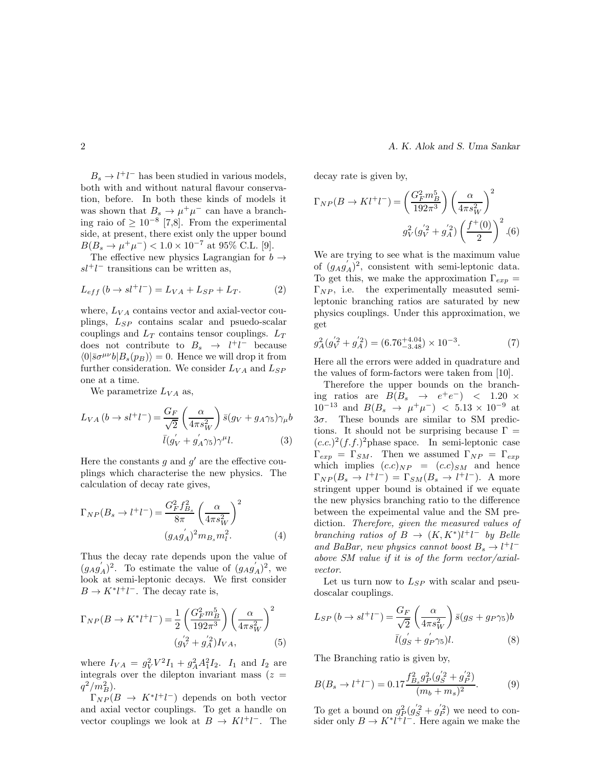$B_s \to l^+l^-$ has been studied in various models, both with and without natural flavour conservation, before. In both these kinds of models it was shown that $B_s \to \mu^+\mu^-$ can have a branching raio of $\geq 10^{-8}$ [7,8]. From the experimental side, at present, there exist only the upper bound $B(B_s \to \mu^+\mu^-) < 1.0 \times 10^{-7}$ at 95% C.L. [9].

The effective new physics Lagrangian for $b \to sl^+l^-$ transitions can be written as,

$$L_{eff}\,(b \to sl^+l^-) = L_{VA} + L_{SP} + L_T. \tag{2}$$

where, $L_{VA}$ contains vector and axial-vector couplings, $L_{SP}$ contains scalar and psuedo-scalar couplings and $L_T$ contains tensor couplings. $L_T$ does not contribute to $B_s \to l^+l^-$ because $\langle 0|\bar{s}\sigma^{\mu\nu}b|B_s(p_B)\rangle = 0$. Hence we will drop it from further consideration. We consider $L_{VA}$ and $L_{SP}$ one at a time.

We parametrize $L_{VA}$ as,

$$L_{VA}\,(b \to sl^+l^-) = \frac{G_F}{\sqrt{2}}\left(\frac{\alpha}{4\pi s_W^2}\right)\bar{s}(g_V + g_A\gamma_5)\gamma_\mu b\; \bar{l}(g_V^{'} + g_A^{'}\gamma_5)\gamma^\mu l. \tag{3}$$

Here the constants $g$ and $g'$ are the effective couplings which characterise the new physics. The calculation of decay rate gives,

$$\Gamma_{NP}(B_s \to l^+l^-) = \frac{G_F^2 f_{B_s}^2}{8\pi}\left(\frac{\alpha}{4\pi s_W^2}\right)^2 (g_A g_A^{'})^2 m_{B_s} m_l^2. \tag{4}$$

Thus the decay rate depends upon the value of $(g_A g_A^{'})^2$. To estimate the value of $(g_A g_A^{'})^2$, we look at semi-leptonic decays. We first consider $B \to K^*l^+l^-$. The decay rate is,

$$\Gamma_{NP}(B \to K^*l^+l^-) = \frac{1}{2}\left(\frac{G_F^2 m_B^5}{192\pi^3}\right)\left(\frac{\alpha}{4\pi s_W^2}\right)^2 (g_V^{'2} + g_A^{'2})I_{VA}, \tag{5}$$

where $I_{VA} = g_V^2 V^2 I_1 + g_A^2 A_1^2 I_2$. $I_1$ and $I_2$ are integrals over the dilepton invariant mass ($z = q^2/m_B^2$).

$\Gamma_{NP}(B \to K^*l^+l^-)$ depends on both vector and axial vector couplings. To get a handle on vector couplings we look at $B \to Kl^+l^-$. The decay rate is given by,

$$\Gamma_{NP}(B \to Kl^+l^-) = \left(\frac{G_F^2 m_B^5}{192\pi^3}\right)\left(\frac{\alpha}{4\pi s_W^2}\right)^2 g_V^2(g_V^{'2} + g_A^{'2})\left(\frac{f^+(0)}{2}\right)^2. \tag{6}$$

We are trying to see what is the maximum value of $(g_A g_A^{'})^2$, consistent with semi-leptonic data. To get this, we make the approximation $\Gamma_{exp} = \Gamma_{NP}$, i.e. the experimentally measuted semi-leptonic branching ratios are saturated by new physics couplings. Under this approximation, we get

$$g_A^2(g_V^{'2} + g_A^{'2}) = (6.76^{+4.04}_{-3.48}) \times 10^{-3}. \tag{7}$$

Here all the errors were added in quadrature and the values of form-factors were taken from [10].

Therefore the upper bounds on the branching ratios are $B(B_s \to e^+e^-) < 1.20 \times 10^{-13}$ and $B(B_s \to \mu^+\mu^-) < 5.13 \times 10^{-9}$ at $3\sigma$. These bounds are similar to SM predictions. It should not be surprising because $\Gamma = (c.c.)^2(f.f.)^2$phase space. In semi-leptonic case $\Gamma_{exp} = \Gamma_{SM}$. Then we assumed $\Gamma_{NP} = \Gamma_{exp}$ which implies $(c.c)_{NP} = (c.c)_{SM}$ and hence $\Gamma_{NP}(B_s \to l^+l^-) = \Gamma_{SM}(B_s \to l^+l^-)$. A more stringent upper bound is obtained if we equate the new physics branching ratio to the difference between the expeimental value and the SM prediction. *Therefore, given the measured values of branching ratios of $B \to (K, K^*)l^+l^-$ by Belle and BaBar, new physics cannot boost $B_s \to l^+l^-$ above SM value if it is of the form vector/axial-vector.*

Let us turn now to $L_{SP}$ with scalar and pseudoscalar couplings.

$$L_{SP}\,(b \to sl^+l^-) = \frac{G_F}{\sqrt{2}}\left(\frac{\alpha}{4\pi s_W^2}\right)\bar{s}(g_S + g_P\gamma_5)b\; \bar{l}(g_S^{'} + g_P^{'}\gamma_5)l. \tag{8}$$

The Branching ratio is given by,

$$B(B_s \to l^+l^-) = 0.17\frac{f_{B_s}^2 g_P^2(g_S^{'2} + g_P^{'2})}{(m_b + m_s)^2}. \tag{9}$$

To get a bound on $g_P^2(g_S^{'2} + g_P^{'2})$ we need to consider only $B \to K^*l^+l^-$. Here again we make the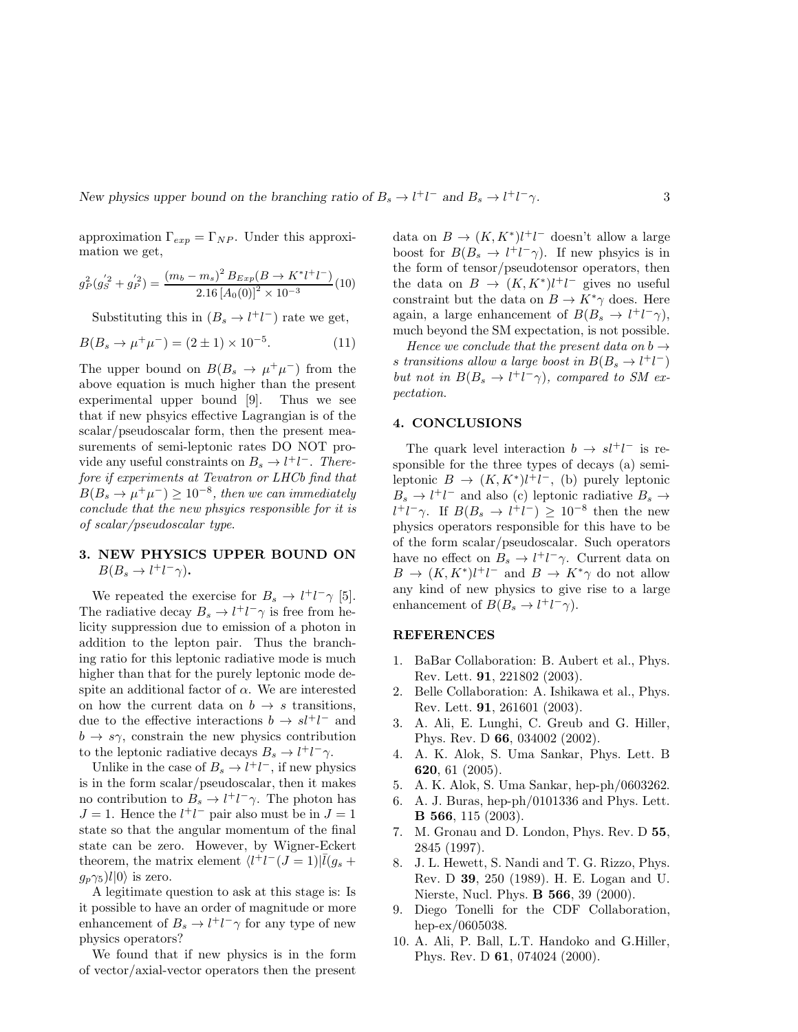approximation $\Gamma_{exp} = \Gamma_{NP}$. Under this approximation we get,

$$g_P^2(g_S^{'2} + g_P^{'2}) = \frac{(m_b - m_s)^2 \, B_{Exp}(B \to K^* l^+ l^-)}{2.16 \, [A_0(0)]^2 \times 10^{-3}} \quad (10)$$

Substituting this in ($B_s \to l^+ l^-$) rate we get,

$$B(B_s \to \mu^+\mu^-) = (2 \pm 1) \times 10^{-5}. \quad (11)$$

The upper bound on $B(B_s \to \mu^+\mu^-)$ from the above equation is much higher than the present experimental upper bound [9]. Thus we see that if new phsyics effective Lagrangian is of the scalar/pseudoscalar form, then the present measurements of semi-leptonic rates DO NOT provide any useful constraints on $B_s \to l^+ l^-$. *Therefore if experiments at Tevatron or LHCb find that $B(B_s \to \mu^+\mu^-) \geq 10^{-8}$, then we can immediately conclude that the new phsyics responsible for it is of scalar/pseudoscalar type.*

## 3. NEW PHYSICS UPPER BOUND ON $B(B_s \to l^+ l^- \gamma)$.

We repeated the exercise for $B_s \to l^+ l^- \gamma$ [5]. The radiative decay $B_s \to l^+ l^- \gamma$ is free from helicity suppression due to emission of a photon in addition to the lepton pair. Thus the branching ratio for this leptonic radiative mode is much higher than that for the purely leptonic mode despite an additional factor of $\alpha$. We are interested on how the current data on $b \to s$ transitions, due to the effective interactions $b \to s l^+ l^-$ and $b \to s \gamma$, constrain the new physics contribution to the leptonic radiative decays $B_s \to l^+ l^- \gamma$.

Unlike in the case of $B_s \to l^+ l^-$, if new physics is in the form scalar/pseudoscalar, then it makes no contribution to $B_s \to l^+ l^- \gamma$. The photon has $J = 1$. Hence the $l^+ l^-$ pair also must be in $J = 1$ state so that the angular momentum of the final state can be zero. However, by Wigner-Eckert theorem, the matrix element $\langle l^+ l^-(J = 1)|\bar{l}(g_s + g_p \gamma_5) l|0\rangle$ is zero.

A legitimate question to ask at this stage is: Is it possible to have an order of magnitude or more enhancement of $B_s \to l^+ l^- \gamma$ for any type of new physics operators?

We found that if new physics is in the form of vector/axial-vector operators then the present data on $B \to (K, K^*) l^+ l^-$ doesn't allow a large boost for $B(B_s \to l^+ l^- \gamma)$. If new phsyics is in the form of tensor/pseudotensor operators, then the data on $B \to (K, K^*) l^+ l^-$ gives no useful constraint but the data on $B \to K^* \gamma$ does. Here again, a large enhancement of $B(B_s \to l^+ l^- \gamma)$, much beyond the SM expectation, is not possible.

*Hence we conclude that the present data on $b \to s$ transitions allow a large boost in $B(B_s \to l^+ l^-)$ but not in $B(B_s \to l^+ l^- \gamma)$, compared to SM expectation.*

## 4. CONCLUSIONS

The quark level interaction $b \to s l^+ l^-$ is responsible for the three types of decays (a) semi-leptonic $B \to (K, K^*) l^+ l^-$, (b) purely leptonic $B_s \to l^+ l^-$ and also (c) leptonic radiative $B_s \to l^+ l^- \gamma$. If $B(B_s \to l^+ l^-) \geq 10^{-8}$ then the new physics operators responsible for this have to be of the form scalar/pseudoscalar. Such operators have no effect on $B_s \to l^+ l^- \gamma$. Current data on $B \to (K, K^*) l^+ l^-$ and $B \to K^* \gamma$ do not allow any kind of new physics to give rise to a large enhancement of $B(B_s \to l^+ l^- \gamma)$.

## REFERENCES

1. BaBar Collaboration: B. Aubert et al., Phys. Rev. Lett. **91**, 221802 (2003).
2. Belle Collaboration: A. Ishikawa et al., Phys. Rev. Lett. **91**, 261601 (2003).
3. A. Ali, E. Lunghi, C. Greub and G. Hiller, Phys. Rev. D **66**, 034002 (2002).
4. A. K. Alok, S. Uma Sankar, Phys. Lett. B **620**, 61 (2005).
5. A. K. Alok, S. Uma Sankar, hep-ph/0603262.
6. A. J. Buras, hep-ph/0101336 and Phys. Lett. **B 566**, 115 (2003).
7. M. Gronau and D. London, Phys. Rev. D **55**, 2845 (1997).
8. J. L. Hewett, S. Nandi and T. G. Rizzo, Phys. Rev. D **39**, 250 (1989). H. E. Logan and U. Nierste, Nucl. Phys. **B 566**, 39 (2000).
9. Diego Tonelli for the CDF Collaboration, hep-ex/0605038.
10. A. Ali, P. Ball, L.T. Handoko and G.Hiller, Phys. Rev. D **61**, 074024 (2000).